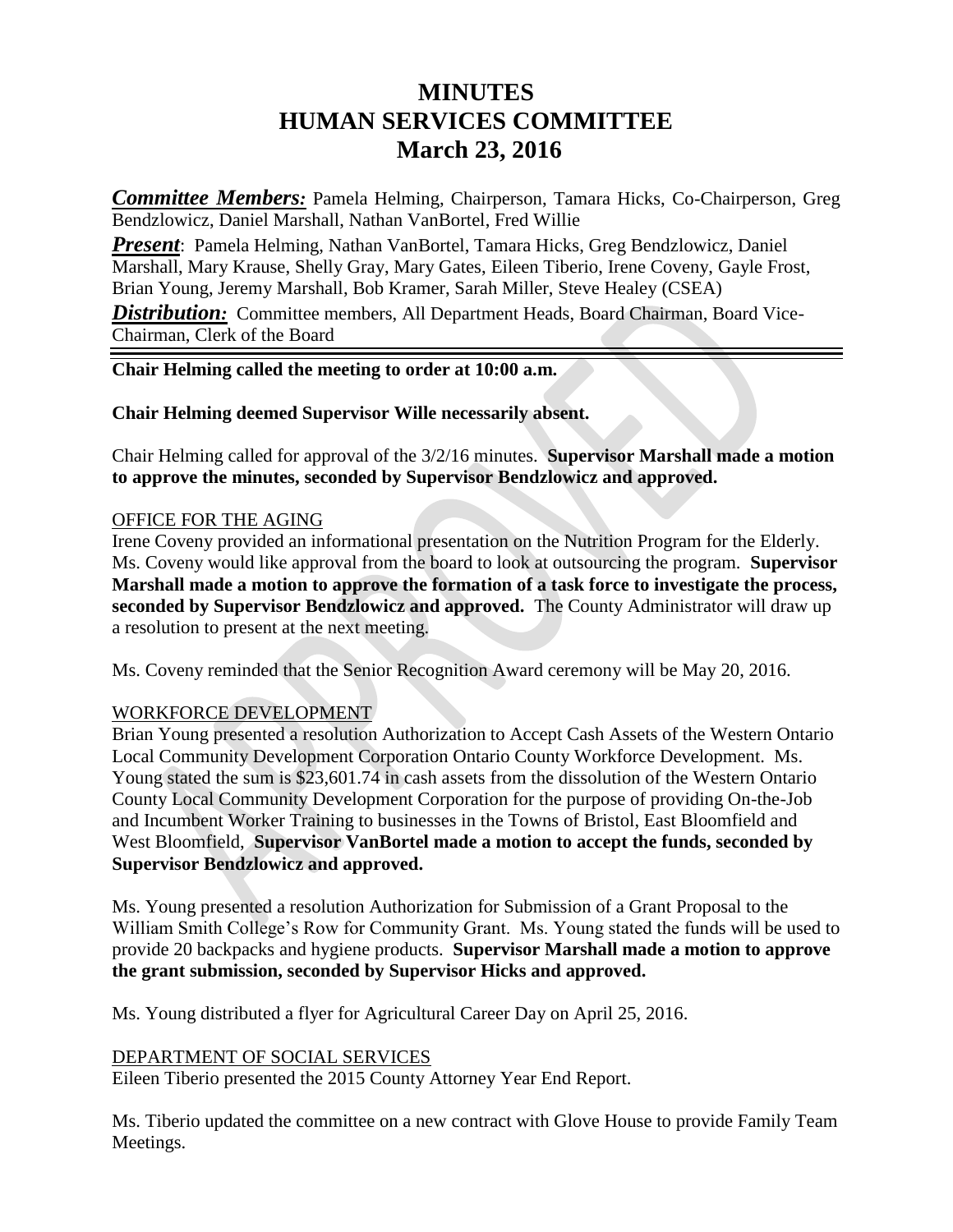# MINUTES
# HUMAN SERVICES COMMITTEE
# March 23, 2016

***Committee Members:*** Pamela Helming, Chairperson, Tamara Hicks, Co-Chairperson, Greg Bendzlowicz, Daniel Marshall, Nathan VanBortel, Fred Willie

***Present***: Pamela Helming, Nathan VanBortel, Tamara Hicks, Greg Bendzlowicz, Daniel Marshall, Mary Krause, Shelly Gray, Mary Gates, Eileen Tiberio, Irene Coveny, Gayle Frost, Brian Young, Jeremy Marshall, Bob Kramer, Sarah Miller, Steve Healey (CSEA)

***Distribution:*** Committee members, All Department Heads, Board Chairman, Board Vice-Chairman, Clerk of the Board

---

**Chair Helming called the meeting to order at 10:00 a.m.**

**Chair Helming deemed Supervisor Wille necessarily absent.**

Chair Helming called for approval of the 3/2/16 minutes. **Supervisor Marshall made a motion to approve the minutes, seconded by Supervisor Bendzlowicz and approved.**

OFFICE FOR THE AGING

Irene Coveny provided an informational presentation on the Nutrition Program for the Elderly. Ms. Coveny would like approval from the board to look at outsourcing the program. **Supervisor Marshall made a motion to approve the formation of a task force to investigate the process, seconded by Supervisor Bendzlowicz and approved.** The County Administrator will draw up a resolution to present at the next meeting.

Ms. Coveny reminded that the Senior Recognition Award ceremony will be May 20, 2016.

WORKFORCE DEVELOPMENT

Brian Young presented a resolution Authorization to Accept Cash Assets of the Western Ontario Local Community Development Corporation Ontario County Workforce Development. Ms. Young stated the sum is $23,601.74 in cash assets from the dissolution of the Western Ontario County Local Community Development Corporation for the purpose of providing On-the-Job and Incumbent Worker Training to businesses in the Towns of Bristol, East Bloomfield and West Bloomfield, **Supervisor VanBortel made a motion to accept the funds, seconded by Supervisor Bendzlowicz and approved.**

Ms. Young presented a resolution Authorization for Submission of a Grant Proposal to the William Smith College's Row for Community Grant. Ms. Young stated the funds will be used to provide 20 backpacks and hygiene products. **Supervisor Marshall made a motion to approve the grant submission, seconded by Supervisor Hicks and approved.**

Ms. Young distributed a flyer for Agricultural Career Day on April 25, 2016.

DEPARTMENT OF SOCIAL SERVICES

Eileen Tiberio presented the 2015 County Attorney Year End Report.

Ms. Tiberio updated the committee on a new contract with Glove House to provide Family Team Meetings.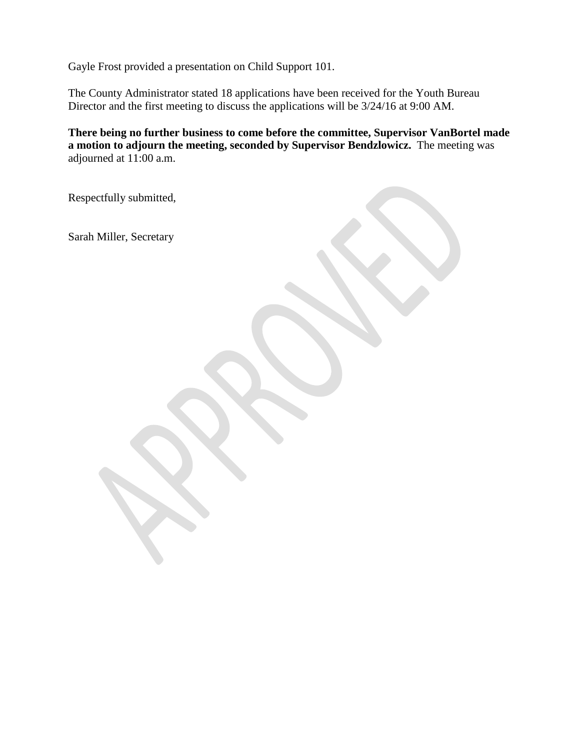Gayle Frost provided a presentation on Child Support 101.

The County Administrator stated 18 applications have been received for the Youth Bureau Director and the first meeting to discuss the applications will be 3/24/16 at 9:00 AM.

**There being no further business to come before the committee, Supervisor VanBortel made a motion to adjourn the meeting, seconded by Supervisor Bendzlowicz.** The meeting was adjourned at 11:00 a.m.

Respectfully submitted,

Sarah Miller, Secretary